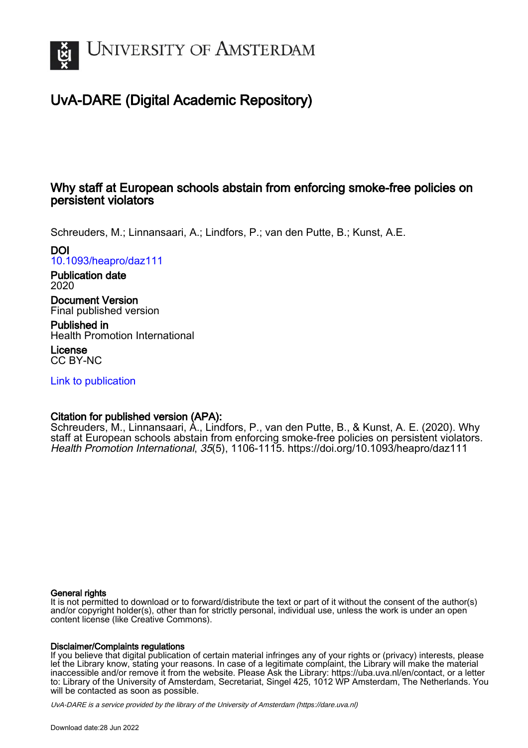# UvA-DARE (Digital Academic Repository)

## Why staff at European schools abstain from enforcing smoke-free policies on persistent violators

Schreuders, M.; Linnansaari, A.; Lindfors, P.; van den Putte, B.; Kunst, A.E.

**DOI**
10.1093/heapro/daz111

**Publication date**
2020

**Document Version**
Final published version

**Published in**
Health Promotion International

**License**
CC BY-NC

Link to publication

**Citation for published version (APA):**
Schreuders, M., Linnansaari, A., Lindfors, P., van den Putte, B., & Kunst, A. E. (2020). Why staff at European schools abstain from enforcing smoke-free policies on persistent violators. *Health Promotion International*, *35*(5), 1106-1115. https://doi.org/10.1093/heapro/daz111

**General rights**
It is not permitted to download or to forward/distribute the text or part of it without the consent of the author(s) and/or copyright holder(s), other than for strictly personal, individual use, unless the work is under an open content license (like Creative Commons).

**Disclaimer/Complaints regulations**
If you believe that digital publication of certain material infringes any of your rights or (privacy) interests, please let the Library know, stating your reasons. In case of a legitimate complaint, the Library will make the material inaccessible and/or remove it from the website. Please Ask the Library: https://uba.uva.nl/en/contact, or a letter to: Library of the University of Amsterdam, Secretariat, Singel 425, 1012 WP Amsterdam, The Netherlands. You will be contacted as soon as possible.

UvA-DARE is a service provided by the library of the University of Amsterdam (https://dare.uva.nl)

Download date:28 Jun 2022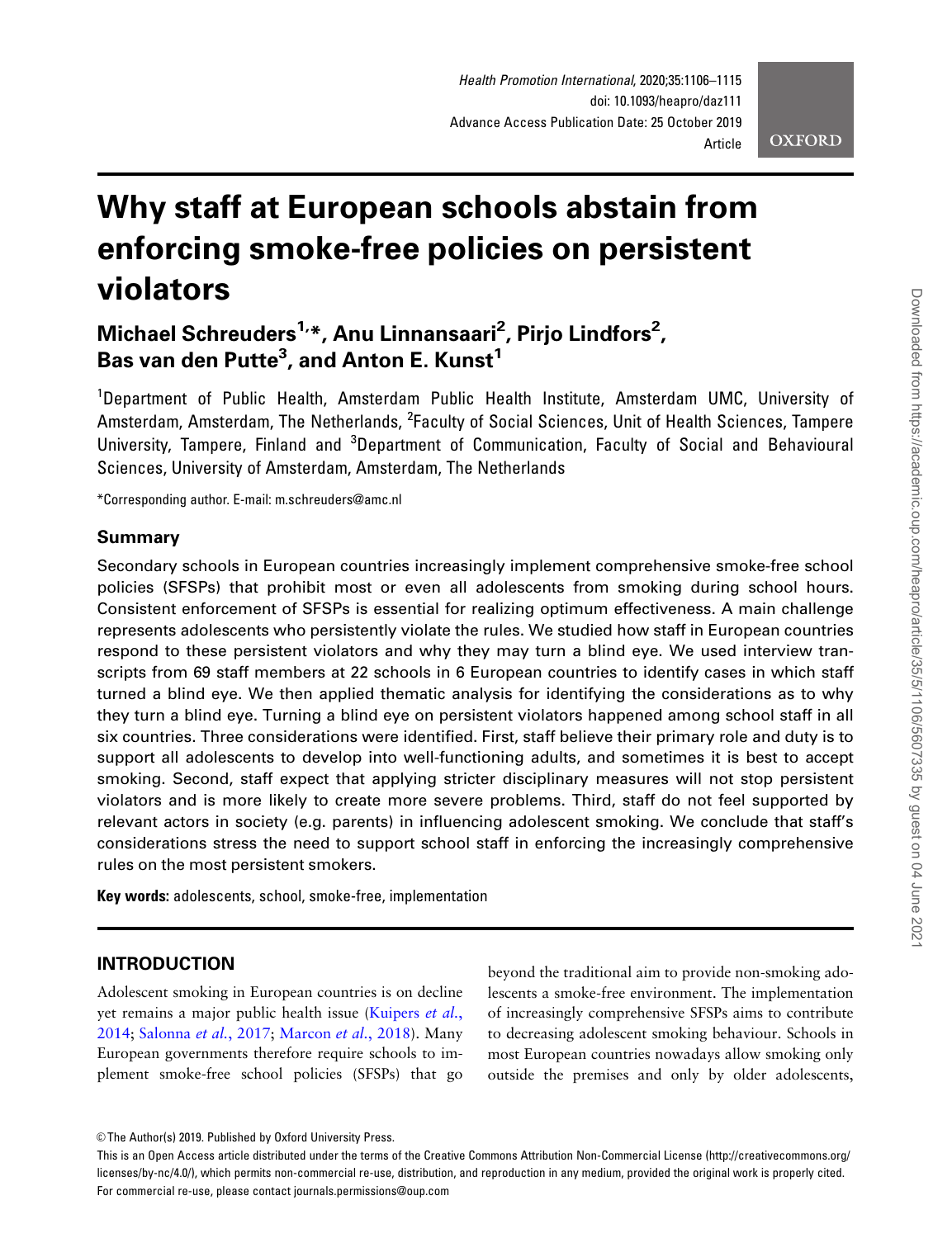# Why staff at European schools abstain from enforcing smoke-free policies on persistent violators

**Michael Schreuders[1,*], Anu Linnansaari[2], Pirjo Lindfors[2], Bas van den Putte[3], and Anton E. Kunst[1]**

[1]Department of Public Health, Amsterdam Public Health Institute, Amsterdam UMC, University of Amsterdam, Amsterdam, The Netherlands, [2]Faculty of Social Sciences, Unit of Health Sciences, Tampere University, Tampere, Finland and [3]Department of Communication, Faculty of Social and Behavioural Sciences, University of Amsterdam, Amsterdam, The Netherlands

*Corresponding author. E-mail: m.schreuders@amc.nl

## Summary

Secondary schools in European countries increasingly implement comprehensive smoke-free school policies (SFSPs) that prohibit most or even all adolescents from smoking during school hours. Consistent enforcement of SFSPs is essential for realizing optimum effectiveness. A main challenge represents adolescents who persistently violate the rules. We studied how staff in European countries respond to these persistent violators and why they may turn a blind eye. We used interview transcripts from 69 staff members at 22 schools in 6 European countries to identify cases in which staff turned a blind eye. We then applied thematic analysis for identifying the considerations as to why they turn a blind eye. Turning a blind eye on persistent violators happened among school staff in all six countries. Three considerations were identified. First, staff believe their primary role and duty is to support all adolescents to develop into well-functioning adults, and sometimes it is best to accept smoking. Second, staff expect that applying stricter disciplinary measures will not stop persistent violators and is more likely to create more severe problems. Third, staff do not feel supported by relevant actors in society (e.g. parents) in influencing adolescent smoking. We conclude that staff's considerations stress the need to support school staff in enforcing the increasingly comprehensive rules on the most persistent smokers.

**Key words:** adolescents, school, smoke-free, implementation

## INTRODUCTION

Adolescent smoking in European countries is on decline yet remains a major public health issue (Kuipers *et al.*, 2014; Salonna *et al.*, 2017; Marcon *et al.*, 2018). Many European governments therefore require schools to implement smoke-free school policies (SFSPs) that go beyond the traditional aim to provide non-smoking adolescents a smoke-free environment. The implementation of increasingly comprehensive SFSPs aims to contribute to decreasing adolescent smoking behaviour. Schools in most European countries nowadays allow smoking only outside the premises and only by older adolescents,

© The Author(s) 2019. Published by Oxford University Press.
This is an Open Access article distributed under the terms of the Creative Commons Attribution Non-Commercial License (http://creativecommons.org/licenses/by-nc/4.0/), which permits non-commercial re-use, distribution, and reproduction in any medium, provided the original work is properly cited. For commercial re-use, please contact journals.permissions@oup.com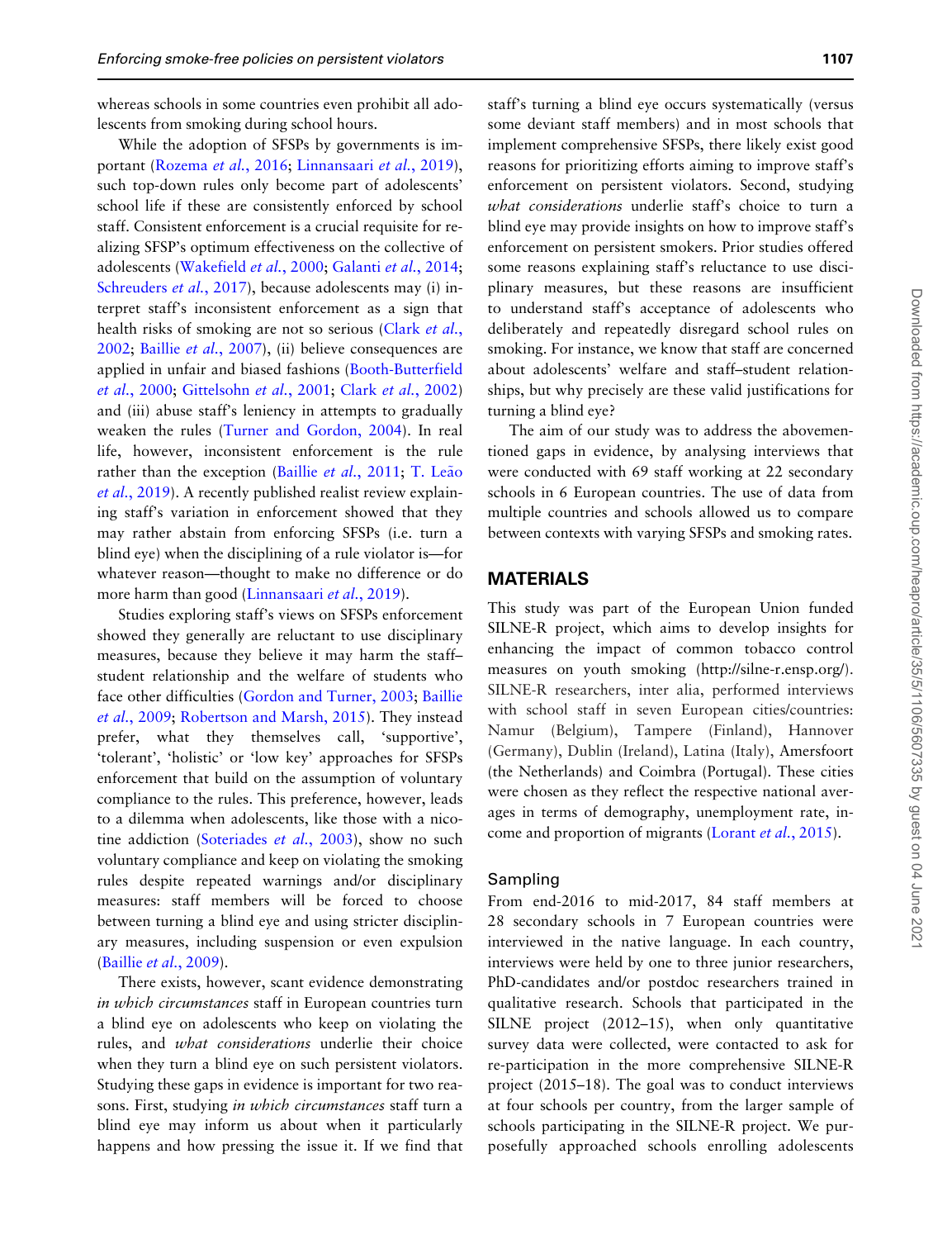whereas schools in some countries even prohibit all adolescents from smoking during school hours.

While the adoption of SFSPs by governments is important (Rozema *et al.*, 2016; Linnansaari *et al.*, 2019), such top-down rules only become part of adolescents' school life if these are consistently enforced by school staff. Consistent enforcement is a crucial requisite for realizing SFSP's optimum effectiveness on the collective of adolescents (Wakefield *et al.*, 2000; Galanti *et al.*, 2014; Schreuders *et al.*, 2017), because adolescents may (i) interpret staff's inconsistent enforcement as a sign that health risks of smoking are not so serious (Clark *et al.*, 2002; Baillie *et al.*, 2007), (ii) believe consequences are applied in unfair and biased fashions (Booth-Butterfield *et al.*, 2000; Gittelsohn *et al.*, 2001; Clark *et al.*, 2002) and (iii) abuse staff's leniency in attempts to gradually weaken the rules (Turner and Gordon, 2004). In real life, however, inconsistent enforcement is the rule rather than the exception (Baillie *et al.*, 2011; T. Leão *et al.*, 2019). A recently published realist review explaining staff's variation in enforcement showed that they may rather abstain from enforcing SFSPs (i.e. turn a blind eye) when the disciplining of a rule violator is—for whatever reason—thought to make no difference or do more harm than good (Linnansaari *et al.*, 2019).

Studies exploring staff's views on SFSPs enforcement showed they generally are reluctant to use disciplinary measures, because they believe it may harm the staff–student relationship and the welfare of students who face other difficulties (Gordon and Turner, 2003; Baillie *et al.*, 2009; Robertson and Marsh, 2015). They instead prefer, what they themselves call, 'supportive', 'tolerant', 'holistic' or 'low key' approaches for SFSPs enforcement that build on the assumption of voluntary compliance to the rules. This preference, however, leads to a dilemma when adolescents, like those with a nicotine addiction (Soteriades *et al.*, 2003), show no such voluntary compliance and keep on violating the smoking rules despite repeated warnings and/or disciplinary measures: staff members will be forced to choose between turning a blind eye and using stricter disciplinary measures, including suspension or even expulsion (Baillie *et al.*, 2009).

There exists, however, scant evidence demonstrating *in which circumstances* staff in European countries turn a blind eye on adolescents who keep on violating the rules, and *what considerations* underlie their choice when they turn a blind eye on such persistent violators. Studying these gaps in evidence is important for two reasons. First, studying *in which circumstances* staff turn a blind eye may inform us about when it particularly happens and how pressing the issue it. If we find that staff's turning a blind eye occurs systematically (versus some deviant staff members) and in most schools that implement comprehensive SFSPs, there likely exist good reasons for prioritizing efforts aiming to improve staff's enforcement on persistent violators. Second, studying *what considerations* underlie staff's choice to turn a blind eye may provide insights on how to improve staff's enforcement on persistent smokers. Prior studies offered some reasons explaining staff's reluctance to use disciplinary measures, but these reasons are insufficient to understand staff's acceptance of adolescents who deliberately and repeatedly disregard school rules on smoking. For instance, we know that staff are concerned about adolescents' welfare and staff–student relationships, but why precisely are these valid justifications for turning a blind eye?

The aim of our study was to address the abovementioned gaps in evidence, by analysing interviews that were conducted with 69 staff working at 22 secondary schools in 6 European countries. The use of data from multiple countries and schools allowed us to compare between contexts with varying SFSPs and smoking rates.

## MATERIALS

This study was part of the European Union funded SILNE-R project, which aims to develop insights for enhancing the impact of common tobacco control measures on youth smoking (http://silne-r.ensp.org/). SILNE-R researchers, inter alia, performed interviews with school staff in seven European cities/countries: Namur (Belgium), Tampere (Finland), Hannover (Germany), Dublin (Ireland), Latina (Italy), Amersfoort (the Netherlands) and Coimbra (Portugal). These cities were chosen as they reflect the respective national averages in terms of demography, unemployment rate, income and proportion of migrants (Lorant *et al.*, 2015).

### Sampling

From end-2016 to mid-2017, 84 staff members at 28 secondary schools in 7 European countries were interviewed in the native language. In each country, interviews were held by one to three junior researchers, PhD-candidates and/or postdoc researchers trained in qualitative research. Schools that participated in the SILNE project (2012–15), when only quantitative survey data were collected, were contacted to ask for re-participation in the more comprehensive SILNE-R project (2015–18). The goal was to conduct interviews at four schools per country, from the larger sample of schools participating in the SILNE-R project. We purposefully approached schools enrolling adolescents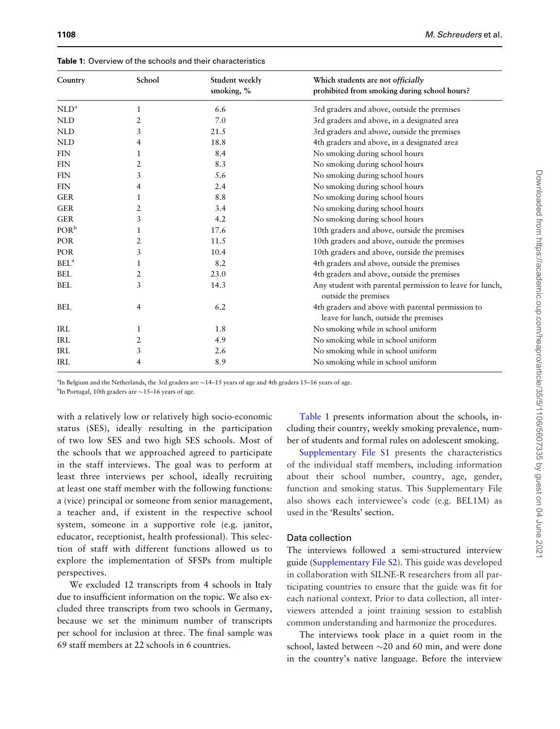**Table 1:** Overview of the schools and their characteristics

| Country | School | Student weekly smoking, % | Which students are not *officially* prohibited from smoking during school hours? |
|---|---|---|---|
| NLD[a] | 1 | 6.6 | 3rd graders and above, outside the premises |
| NLD | 2 | 7.0 | 3rd graders and above, in a designated area |
| NLD | 3 | 21.5 | 3rd graders and above, outside the premises |
| NLD | 4 | 18.8 | 4th graders and above, in a designated area |
| FIN | 1 | 8.4 | No smoking during school hours |
| FIN | 2 | 8.3 | No smoking during school hours |
| FIN | 3 | 5.6 | No smoking during school hours |
| FIN | 4 | 2.4 | No smoking during school hours |
| GER | 1 | 8.8 | No smoking during school hours |
| GER | 2 | 3.4 | No smoking during school hours |
| GER | 3 | 4.2 | No smoking during school hours |
| POR[b] | 1 | 17.6 | 10th graders and above, outside the premises |
| POR | 2 | 11.5 | 10th graders and above, outside the premises |
| POR | 3 | 10.4 | 10th graders and above, outside the premises |
| BEL[a] | 1 | 8.2 | 4th graders and above, outside the premises |
| BEL | 2 | 23.0 | 4th graders and above, outside the premises |
| BEL | 3 | 14.3 | Any student with parental permission to leave for lunch, outside the premises |
| BEL | 4 | 6.2 | 4th graders and above with parental permission to leave for lunch, outside the premises |
| IRL | 1 | 1.8 | No smoking while in school uniform |
| IRL | 2 | 4.9 | No smoking while in school uniform |
| IRL | 3 | 2.6 | No smoking while in school uniform |
| IRL | 4 | 8.9 | No smoking while in school uniform |

[a]In Belgium and the Netherlands, the 3rd graders are ~14–15 years of age and 4th graders 15–16 years of age.
[b]In Portugal, 10th graders are ~15–16 years of age.

with a relatively low or relatively high socio-economic status (SES), ideally resulting in the participation of two low SES and two high SES schools. Most of the schools that we approached agreed to participate in the staff interviews. The goal was to perform at least three interviews per school, ideally recruiting at least one staff member with the following functions: a (vice) principal or someone from senior management, a teacher and, if existent in the respective school system, someone in a supportive role (e.g. janitor, educator, receptionist, health professional). This selection of staff with different functions allowed us to explore the implementation of SFSPs from multiple perspectives.

We excluded 12 transcripts from 4 schools in Italy due to insufficient information on the topic. We also excluded three transcripts from two schools in Germany, because we set the minimum number of transcripts per school for inclusion at three. The final sample was 69 staff members at 22 schools in 6 countries.

Table 1 presents information about the schools, including their country, weekly smoking prevalence, number of students and formal rules on adolescent smoking.

Supplementary File S1 presents the characteristics of the individual staff members, including information about their school number, country, age, gender, function and smoking status. This Supplementary File also shows each interviewee's code (e.g. BEL1M) as used in the 'Results' section.

### Data collection

The interviews followed a semi-structured interview guide (Supplementary File S2). This guide was developed in collaboration with SILNE-R researchers from all participating countries to ensure that the guide was fit for each national context. Prior to data collection, all interviewers attended a joint training session to establish common understanding and harmonize the procedures.

The interviews took place in a quiet room in the school, lasted between ~20 and 60 min, and were done in the country's native language. Before the interview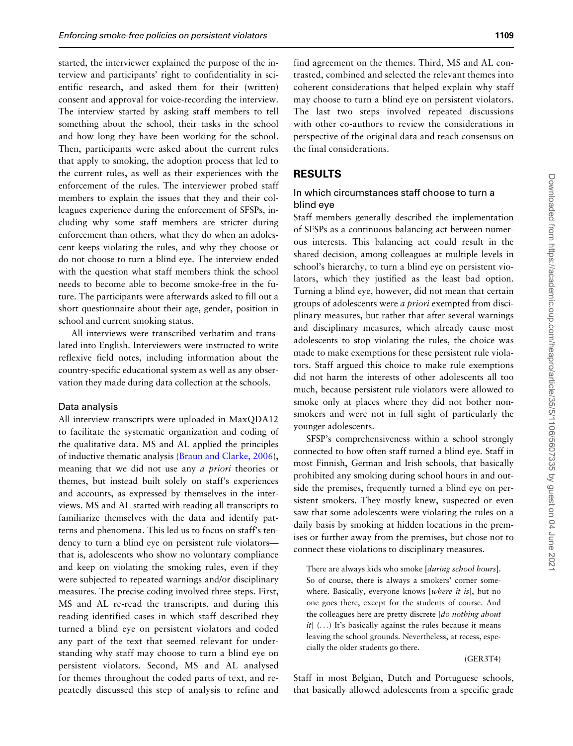started, the interviewer explained the purpose of the interview and participants' right to confidentiality in scientific research, and asked them for their (written) consent and approval for voice-recording the interview. The interview started by asking staff members to tell something about the school, their tasks in the school and how long they have been working for the school. Then, participants were asked about the current rules that apply to smoking, the adoption process that led to the current rules, as well as their experiences with the enforcement of the rules. The interviewer probed staff members to explain the issues that they and their colleagues experience during the enforcement of SFSPs, including why some staff members are stricter during enforcement than others, what they do when an adolescent keeps violating the rules, and why they choose or do not choose to turn a blind eye. The interview ended with the question what staff members think the school needs to become able to become smoke-free in the future. The participants were afterwards asked to fill out a short questionnaire about their age, gender, position in school and current smoking status.

All interviews were transcribed verbatim and translated into English. Interviewers were instructed to write reflexive field notes, including information about the country-specific educational system as well as any observation they made during data collection at the schools.

### Data analysis

All interview transcripts were uploaded in MaxQDA12 to facilitate the systematic organization and coding of the qualitative data. MS and AL applied the principles of inductive thematic analysis (Braun and Clarke, 2006), meaning that we did not use any *a priori* theories or themes, but instead built solely on staff's experiences and accounts, as expressed by themselves in the interviews. MS and AL started with reading all transcripts to familiarize themselves with the data and identify patterns and phenomena. This led us to focus on staff's tendency to turn a blind eye on persistent rule violators—that is, adolescents who show no voluntary compliance and keep on violating the smoking rules, even if they were subjected to repeated warnings and/or disciplinary measures. The precise coding involved three steps. First, MS and AL re-read the transcripts, and during this reading identified cases in which staff described they turned a blind eye on persistent violators and coded any part of the text that seemed relevant for understanding why staff may choose to turn a blind eye on persistent violators. Second, MS and AL analysed for themes throughout the coded parts of text, and repeatedly discussed this step of analysis to refine and find agreement on the themes. Third, MS and AL contrasted, combined and selected the relevant themes into coherent considerations that helped explain why staff may choose to turn a blind eye on persistent violators. The last two steps involved repeated discussions with other co-authors to review the considerations in perspective of the original data and reach consensus on the final considerations.

## RESULTS

### In which circumstances staff choose to turn a blind eye

Staff members generally described the implementation of SFSPs as a continuous balancing act between numerous interests. This balancing act could result in the shared decision, among colleagues at multiple levels in school's hierarchy, to turn a blind eye on persistent violators, which they justified as the least bad option. Turning a blind eye, however, did not mean that certain groups of adolescents were *a priori* exempted from disciplinary measures, but rather that after several warnings and disciplinary measures, which already cause most adolescents to stop violating the rules, the choice was made to make exemptions for these persistent rule violators. Staff argued this choice to make rule exemptions did not harm the interests of other adolescents all too much, because persistent rule violators were allowed to smoke only at places where they did not bother non-smokers and were not in full sight of particularly the younger adolescents.

SFSP's comprehensiveness within a school strongly connected to how often staff turned a blind eye. Staff in most Finnish, German and Irish schools, that basically prohibited any smoking during school hours in and outside the premises, frequently turned a blind eye on persistent smokers. They mostly knew, suspected or even saw that some adolescents were violating the rules on a daily basis by smoking at hidden locations in the premises or further away from the premises, but chose not to connect these violations to disciplinary measures.

> There are always kids who smoke [*during school hours*]. So of course, there is always a smokers' corner somewhere. Basically, everyone knows [*where it is*], but no one goes there, except for the students of course. And the colleagues here are pretty discrete [*do nothing about it*] (...) It's basically against the rules because it means leaving the school grounds. Nevertheless, at recess, especially the older students go there.
>
> (GER3T4)

Staff in most Belgian, Dutch and Portuguese schools, that basically allowed adolescents from a specific grade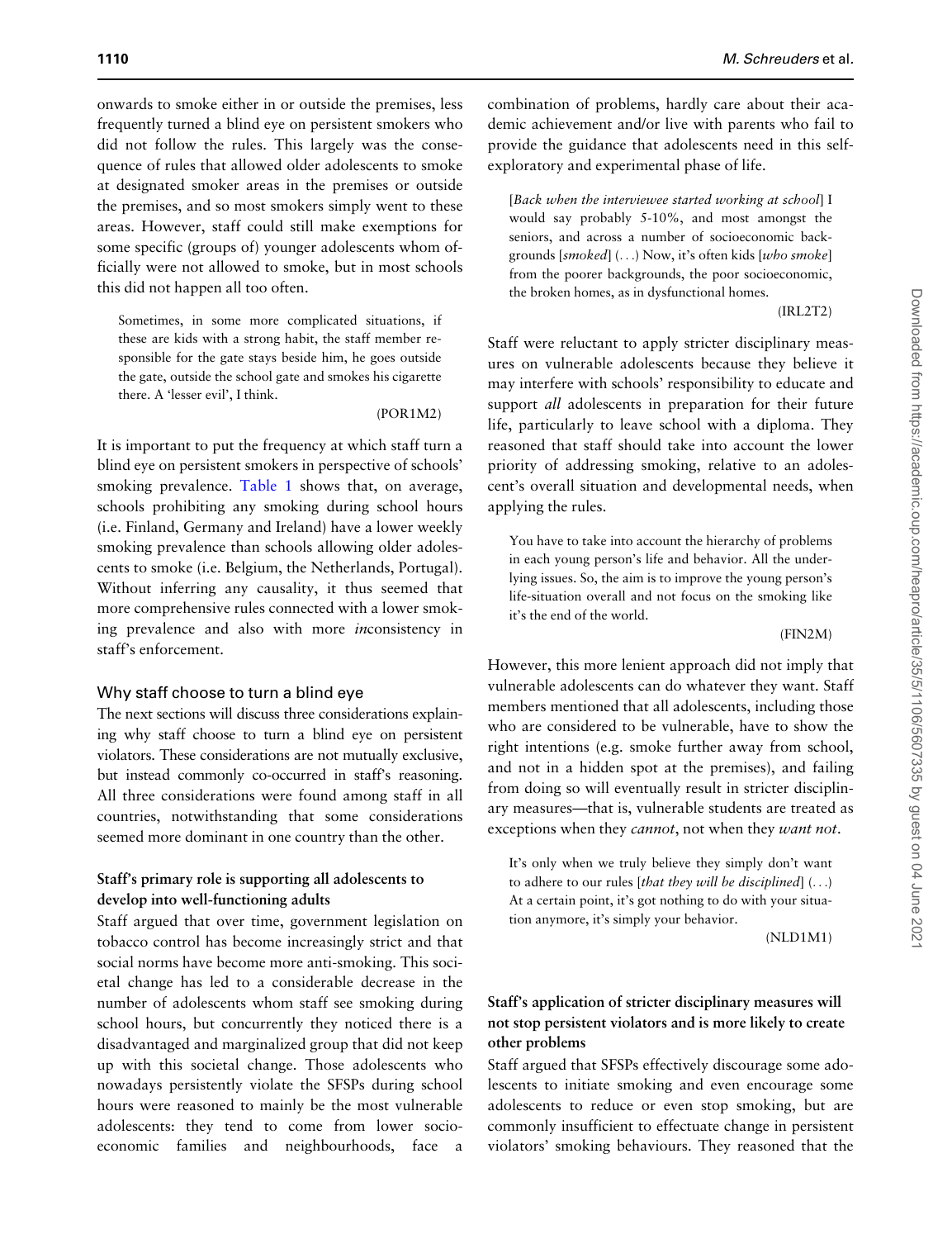onwards to smoke either in or outside the premises, less frequently turned a blind eye on persistent smokers who did not follow the rules. This largely was the consequence of rules that allowed older adolescents to smoke at designated smoker areas in the premises or outside the premises, and so most smokers simply went to these areas. However, staff could still make exemptions for some specific (groups of) younger adolescents whom officially were not allowed to smoke, but in most schools this did not happen all too often.

> Sometimes, in some more complicated situations, if these are kids with a strong habit, the staff member responsible for the gate stays beside him, he goes outside the gate, outside the school gate and smokes his cigarette there. A 'lesser evil', I think.
>
> (POR1M2)

It is important to put the frequency at which staff turn a blind eye on persistent smokers in perspective of schools' smoking prevalence. Table 1 shows that, on average, schools prohibiting any smoking during school hours (i.e. Finland, Germany and Ireland) have a lower weekly smoking prevalence than schools allowing older adolescents to smoke (i.e. Belgium, the Netherlands, Portugal). Without inferring any causality, it thus seemed that more comprehensive rules connected with a lower smoking prevalence and also with more *in*consistency in staff's enforcement.

## Why staff choose to turn a blind eye

The next sections will discuss three considerations explaining why staff choose to turn a blind eye on persistent violators. These considerations are not mutually exclusive, but instead commonly co-occurred in staff's reasoning. All three considerations were found among staff in all countries, notwithstanding that some considerations seemed more dominant in one country than the other.

### Staff's primary role is supporting all adolescents to develop into well-functioning adults

Staff argued that over time, government legislation on tobacco control has become increasingly strict and that social norms have become more anti-smoking. This societal change has led to a considerable decrease in the number of adolescents whom staff see smoking during school hours, but concurrently they noticed there is a disadvantaged and marginalized group that did not keep up with this societal change. Those adolescents who nowadays persistently violate the SFSPs during school hours were reasoned to mainly be the most vulnerable adolescents: they tend to come from lower socioeconomic families and neighbourhoods, face a combination of problems, hardly care about their academic achievement and/or live with parents who fail to provide the guidance that adolescents need in this self-exploratory and experimental phase of life.

> [*Back when the interviewee started working at school*] I would say probably 5-10%, and most amongst the seniors, and across a number of socioeconomic backgrounds [*smoked*] (...) Now, it's often kids [*who smoke*] from the poorer backgrounds, the poor socioeconomic, the broken homes, as in dysfunctional homes.
>
> (IRL2T2)

Staff were reluctant to apply stricter disciplinary measures on vulnerable adolescents because they believe it may interfere with schools' responsibility to educate and support *all* adolescents in preparation for their future life, particularly to leave school with a diploma. They reasoned that staff should take into account the lower priority of addressing smoking, relative to an adolescent's overall situation and developmental needs, when applying the rules.

> You have to take into account the hierarchy of problems in each young person's life and behavior. All the underlying issues. So, the aim is to improve the young person's life-situation overall and not focus on the smoking like it's the end of the world.
>
> (FIN2M)

However, this more lenient approach did not imply that vulnerable adolescents can do whatever they want. Staff members mentioned that all adolescents, including those who are considered to be vulnerable, have to show the right intentions (e.g. smoke further away from school, and not in a hidden spot at the premises), and failing from doing so will eventually result in stricter disciplinary measures—that is, vulnerable students are treated as exceptions when they *cannot*, not when they *want not*.

> It's only when we truly believe they simply don't want to adhere to our rules [*that they will be disciplined*] (...) At a certain point, it's got nothing to do with your situation anymore, it's simply your behavior.
>
> (NLD1M1)

### Staff's application of stricter disciplinary measures will not stop persistent violators and is more likely to create other problems

Staff argued that SFSPs effectively discourage some adolescents to initiate smoking and even encourage some adolescents to reduce or even stop smoking, but are commonly insufficient to effectuate change in persistent violators' smoking behaviours. They reasoned that the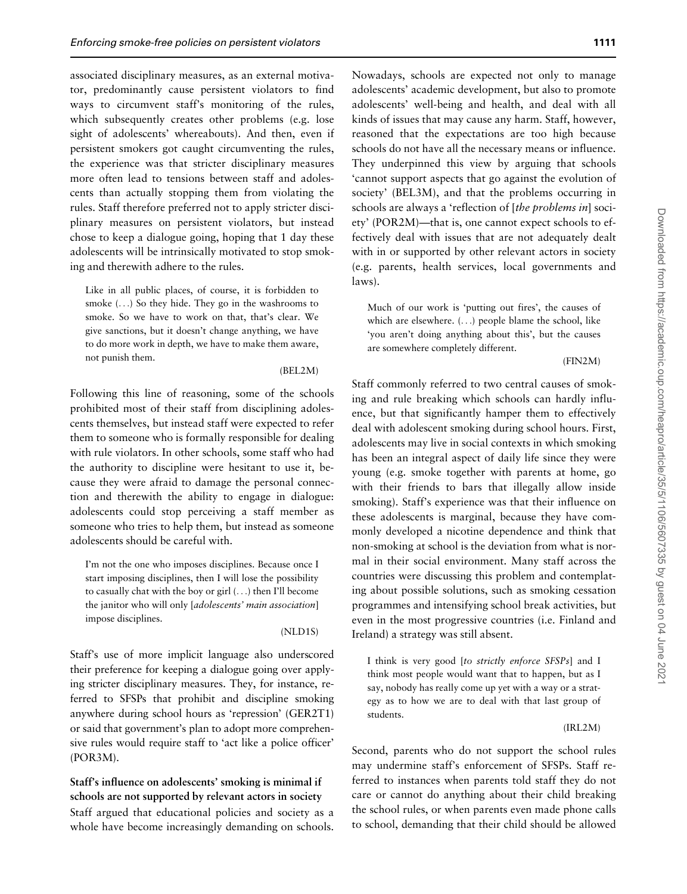associated disciplinary measures, as an external motivator, predominantly cause persistent violators to find ways to circumvent staff's monitoring of the rules, which subsequently creates other problems (e.g. lose sight of adolescents' whereabouts). And then, even if persistent smokers got caught circumventing the rules, the experience was that stricter disciplinary measures more often lead to tensions between staff and adolescents than actually stopping them from violating the rules. Staff therefore preferred not to apply stricter disciplinary measures on persistent violators, but instead chose to keep a dialogue going, hoping that 1 day these adolescents will be intrinsically motivated to stop smoking and therewith adhere to the rules.

> Like in all public places, of course, it is forbidden to smoke (...) So they hide. They go in the washrooms to smoke. So we have to work on that, that's clear. We give sanctions, but it doesn't change anything, we have to do more work in depth, we have to make them aware, not punish them.
>
> (BEL2M)

Following this line of reasoning, some of the schools prohibited most of their staff from disciplining adolescents themselves, but instead staff were expected to refer them to someone who is formally responsible for dealing with rule violators. In other schools, some staff who had the authority to discipline were hesitant to use it, because they were afraid to damage the personal connection and therewith the ability to engage in dialogue: adolescents could stop perceiving a staff member as someone who tries to help them, but instead as someone adolescents should be careful with.

> I'm not the one who imposes disciplines. Because once I start imposing disciplines, then I will lose the possibility to casually chat with the boy or girl (...) then I'll become the janitor who will only [*adolescents' main association*] impose disciplines.
>
> (NLD1S)

Staff's use of more implicit language also underscored their preference for keeping a dialogue going over applying stricter disciplinary measures. They, for instance, referred to SFSPs that prohibit and discipline smoking anywhere during school hours as 'repression' (GER2T1) or said that government's plan to adopt more comprehensive rules would require staff to 'act like a police officer' (POR3M).

### Staff's influence on adolescents' smoking is minimal if schools are not supported by relevant actors in society

Staff argued that educational policies and society as a whole have become increasingly demanding on schools. Nowadays, schools are expected not only to manage adolescents' academic development, but also to promote adolescents' well-being and health, and deal with all kinds of issues that may cause any harm. Staff, however, reasoned that the expectations are too high because schools do not have all the necessary means or influence. They underpinned this view by arguing that schools 'cannot support aspects that go against the evolution of society' (BEL3M), and that the problems occurring in schools are always a 'reflection of [*the problems in*] society' (POR2M)—that is, one cannot expect schools to effectively deal with issues that are not adequately dealt with in or supported by other relevant actors in society (e.g. parents, health services, local governments and laws).

> Much of our work is 'putting out fires', the causes of which are elsewhere. (...) people blame the school, like 'you aren't doing anything about this', but the causes are somewhere completely different.
>
> (FIN2M)

Staff commonly referred to two central causes of smoking and rule breaking which schools can hardly influence, but that significantly hamper them to effectively deal with adolescent smoking during school hours. First, adolescents may live in social contexts in which smoking has been an integral aspect of daily life since they were young (e.g. smoke together with parents at home, go with their friends to bars that illegally allow inside smoking). Staff's experience was that their influence on these adolescents is marginal, because they have commonly developed a nicotine dependence and think that non-smoking at school is the deviation from what is normal in their social environment. Many staff across the countries were discussing this problem and contemplating about possible solutions, such as smoking cessation programmes and intensifying school break activities, but even in the most progressive countries (i.e. Finland and Ireland) a strategy was still absent.

> I think is very good [*to strictly enforce SFSPs*] and I think most people would want that to happen, but as I say, nobody has really come up yet with a way or a strategy as to how we are to deal with that last group of students.
>
> (IRL2M)

Second, parents who do not support the school rules may undermine staff's enforcement of SFSPs. Staff referred to instances when parents told staff they do not care or cannot do anything about their child breaking the school rules, or when parents even made phone calls to school, demanding that their child should be allowed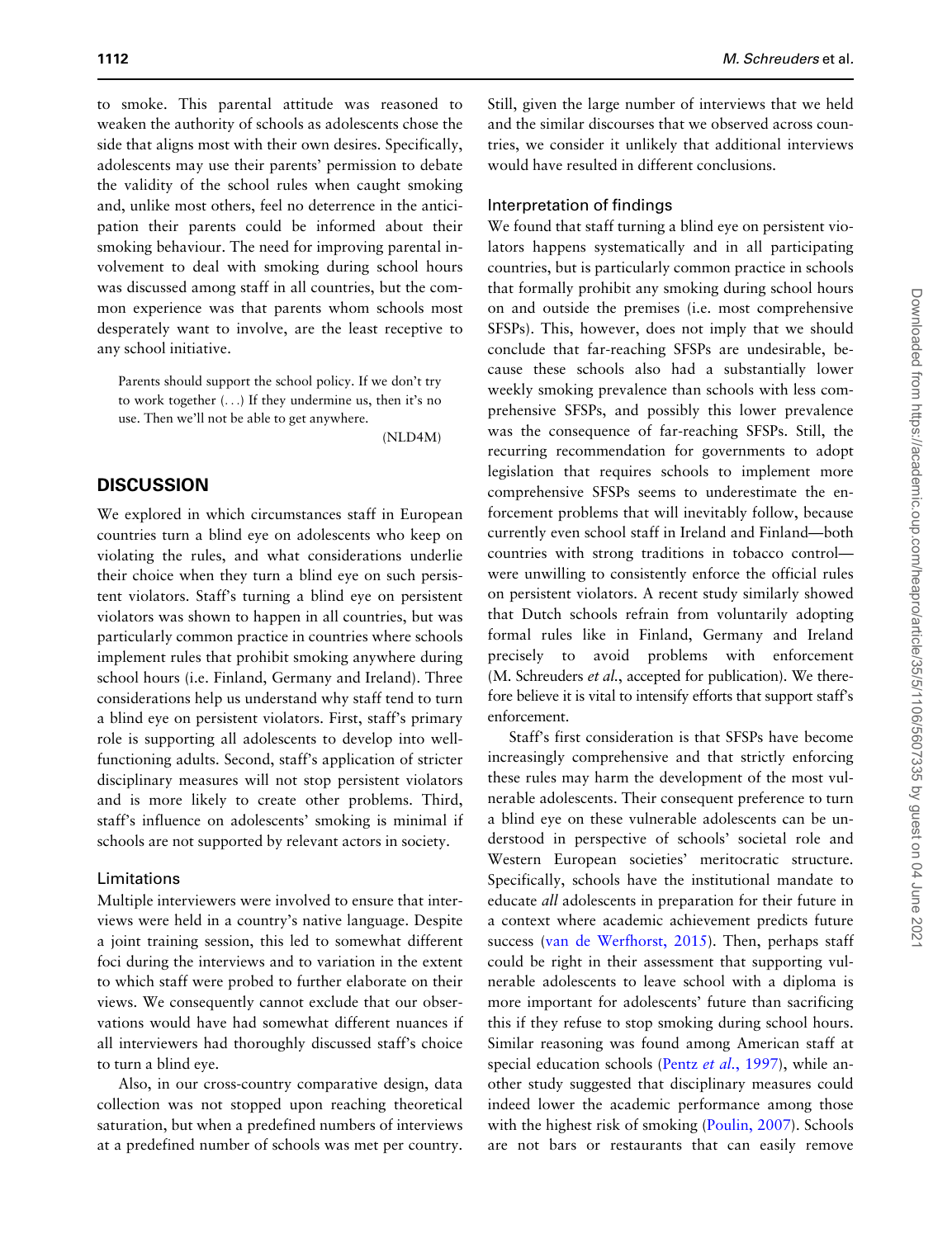to smoke. This parental attitude was reasoned to weaken the authority of schools as adolescents chose the side that aligns most with their own desires. Specifically, adolescents may use their parents' permission to debate the validity of the school rules when caught smoking and, unlike most others, feel no deterrence in the anticipation their parents could be informed about their smoking behaviour. The need for improving parental involvement to deal with smoking during school hours was discussed among staff in all countries, but the common experience was that parents whom schools most desperately want to involve, are the least receptive to any school initiative.

> Parents should support the school policy. If we don't try to work together (...) If they undermine us, then it's no use. Then we'll not be able to get anywhere.
>
> (NLD4M)

## DISCUSSION

We explored in which circumstances staff in European countries turn a blind eye on adolescents who keep on violating the rules, and what considerations underlie their choice when they turn a blind eye on such persistent violators. Staff's turning a blind eye on persistent violators was shown to happen in all countries, but was particularly common practice in countries where schools implement rules that prohibit smoking anywhere during school hours (i.e. Finland, Germany and Ireland). Three considerations help us understand why staff tend to turn a blind eye on persistent violators. First, staff's primary role is supporting all adolescents to develop into well-functioning adults. Second, staff's application of stricter disciplinary measures will not stop persistent violators and is more likely to create other problems. Third, staff's influence on adolescents' smoking is minimal if schools are not supported by relevant actors in society.

### Limitations

Multiple interviewers were involved to ensure that interviews were held in a country's native language. Despite a joint training session, this led to somewhat different foci during the interviews and to variation in the extent to which staff were probed to further elaborate on their views. We consequently cannot exclude that our observations would have had somewhat different nuances if all interviewers had thoroughly discussed staff's choice to turn a blind eye.

Also, in our cross-country comparative design, data collection was not stopped upon reaching theoretical saturation, but when a predefined numbers of interviews at a predefined number of schools was met per country. Still, given the large number of interviews that we held and the similar discourses that we observed across countries, we consider it unlikely that additional interviews would have resulted in different conclusions.

### Interpretation of findings

We found that staff turning a blind eye on persistent violators happens systematically and in all participating countries, but is particularly common practice in schools that formally prohibit any smoking during school hours on and outside the premises (i.e. most comprehensive SFSPs). This, however, does not imply that we should conclude that far-reaching SFSPs are undesirable, because these schools also had a substantially lower weekly smoking prevalence than schools with less comprehensive SFSPs, and possibly this lower prevalence was the consequence of far-reaching SFSPs. Still, the recurring recommendation for governments to adopt legislation that requires schools to implement more comprehensive SFSPs seems to underestimate the enforcement problems that will inevitably follow, because currently even school staff in Ireland and Finland—both countries with strong traditions in tobacco control—were unwilling to consistently enforce the official rules on persistent violators. A recent study similarly showed that Dutch schools refrain from voluntarily adopting formal rules like in Finland, Germany and Ireland precisely to avoid problems with enforcement (M. Schreuders *et al.*, accepted for publication). We therefore believe it is vital to intensify efforts that support staff's enforcement.

Staff's first consideration is that SFSPs have become increasingly comprehensive and that strictly enforcing these rules may harm the development of the most vulnerable adolescents. Their consequent preference to turn a blind eye on these vulnerable adolescents can be understood in perspective of schools' societal role and Western European societies' meritocratic structure. Specifically, schools have the institutional mandate to educate *all* adolescents in preparation for their future in a context where academic achievement predicts future success (van de Werfhorst, 2015). Then, perhaps staff could be right in their assessment that supporting vulnerable adolescents to leave school with a diploma is more important for adolescents' future than sacrificing this if they refuse to stop smoking during school hours. Similar reasoning was found among American staff at special education schools (Pentz *et al.*, 1997), while another study suggested that disciplinary measures could indeed lower the academic performance among those with the highest risk of smoking (Poulin, 2007). Schools are not bars or restaurants that can easily remove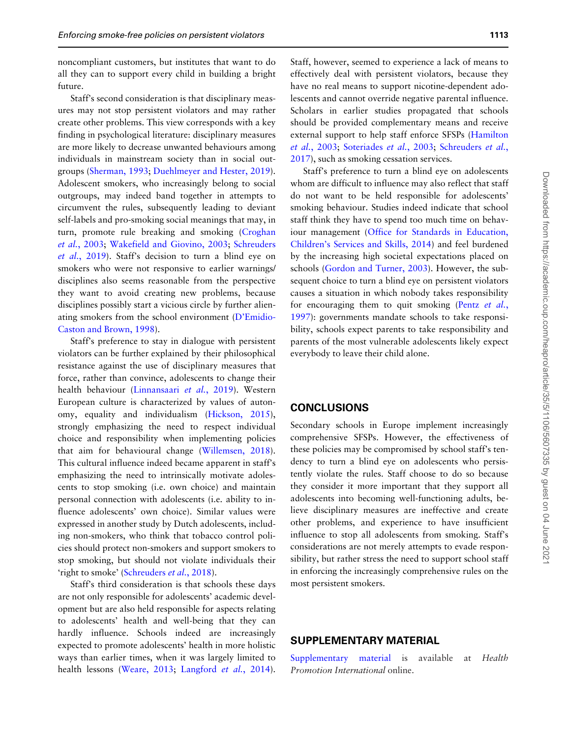noncompliant customers, but institutes that want to do all they can to support every child in building a bright future.

Staff's second consideration is that disciplinary measures may not stop persistent violators and may rather create other problems. This view corresponds with a key finding in psychological literature: disciplinary measures are more likely to decrease unwanted behaviours among individuals in mainstream society than in social outgroups (Sherman, 1993; Duehlmeyer and Hester, 2019). Adolescent smokers, who increasingly belong to social outgroups, may indeed band together in attempts to circumvent the rules, subsequently leading to deviant self-labels and pro-smoking social meanings that may, in turn, promote rule breaking and smoking (Croghan *et al.*, 2003; Wakefield and Giovino, 2003; Schreuders *et al.*, 2019). Staff's decision to turn a blind eye on smokers who were not responsive to earlier warnings/disciplines also seems reasonable from the perspective they want to avoid creating new problems, because disciplines possibly start a vicious circle by further alienating smokers from the school environment (D'Emidio-Caston and Brown, 1998).

Staff's preference to stay in dialogue with persistent violators can be further explained by their philosophical resistance against the use of disciplinary measures that force, rather than convince, adolescents to change their health behaviour (Linnansaari *et al.*, 2019). Western European culture is characterized by values of autonomy, equality and individualism (Hickson, 2015), strongly emphasizing the need to respect individual choice and responsibility when implementing policies that aim for behavioural change (Willemsen, 2018). This cultural influence indeed became apparent in staff's emphasizing the need to intrinsically motivate adolescents to stop smoking (i.e. own choice) and maintain personal connection with adolescents (i.e. ability to influence adolescents' own choice). Similar values were expressed in another study by Dutch adolescents, including non-smokers, who think that tobacco control policies should protect non-smokers and support smokers to stop smoking, but should not violate individuals their 'right to smoke' (Schreuders *et al.*, 2018).

Staff's third consideration is that schools these days are not only responsible for adolescents' academic development but are also held responsible for aspects relating to adolescents' health and well-being that they can hardly influence. Schools indeed are increasingly expected to promote adolescents' health in more holistic ways than earlier times, when it was largely limited to health lessons (Weare, 2013; Langford *et al.*, 2014). Staff, however, seemed to experience a lack of means to effectively deal with persistent violators, because they have no real means to support nicotine-dependent adolescents and cannot override negative parental influence. Scholars in earlier studies propagated that schools should be provided complementary means and receive external support to help staff enforce SFSPs (Hamilton *et al.*, 2003; Soteriades *et al.*, 2003; Schreuders *et al.*, 2017), such as smoking cessation services.

Staff's preference to turn a blind eye on adolescents whom are difficult to influence may also reflect that staff do not want to be held responsible for adolescents' smoking behaviour. Studies indeed indicate that school staff think they have to spend too much time on behaviour management (Office for Standards in Education, Children's Services and Skills, 2014) and feel burdened by the increasing high societal expectations placed on schools (Gordon and Turner, 2003). However, the subsequent choice to turn a blind eye on persistent violators causes a situation in which nobody takes responsibility for encouraging them to quit smoking (Pentz *et al.*, 1997): governments mandate schools to take responsibility, schools expect parents to take responsibility and parents of the most vulnerable adolescents likely expect everybody to leave their child alone.

## CONCLUSIONS

Secondary schools in Europe implement increasingly comprehensive SFSPs. However, the effectiveness of these policies may be compromised by school staff's tendency to turn a blind eye on adolescents who persistently violate the rules. Staff choose to do so because they consider it more important that they support all adolescents into becoming well-functioning adults, believe disciplinary measures are ineffective and create other problems, and experience to have insufficient influence to stop all adolescents from smoking. Staff's considerations are not merely attempts to evade responsibility, but rather stress the need to support school staff in enforcing the increasingly comprehensive rules on the most persistent smokers.

## SUPPLEMENTARY MATERIAL

Supplementary material is available at *Health Promotion International* online.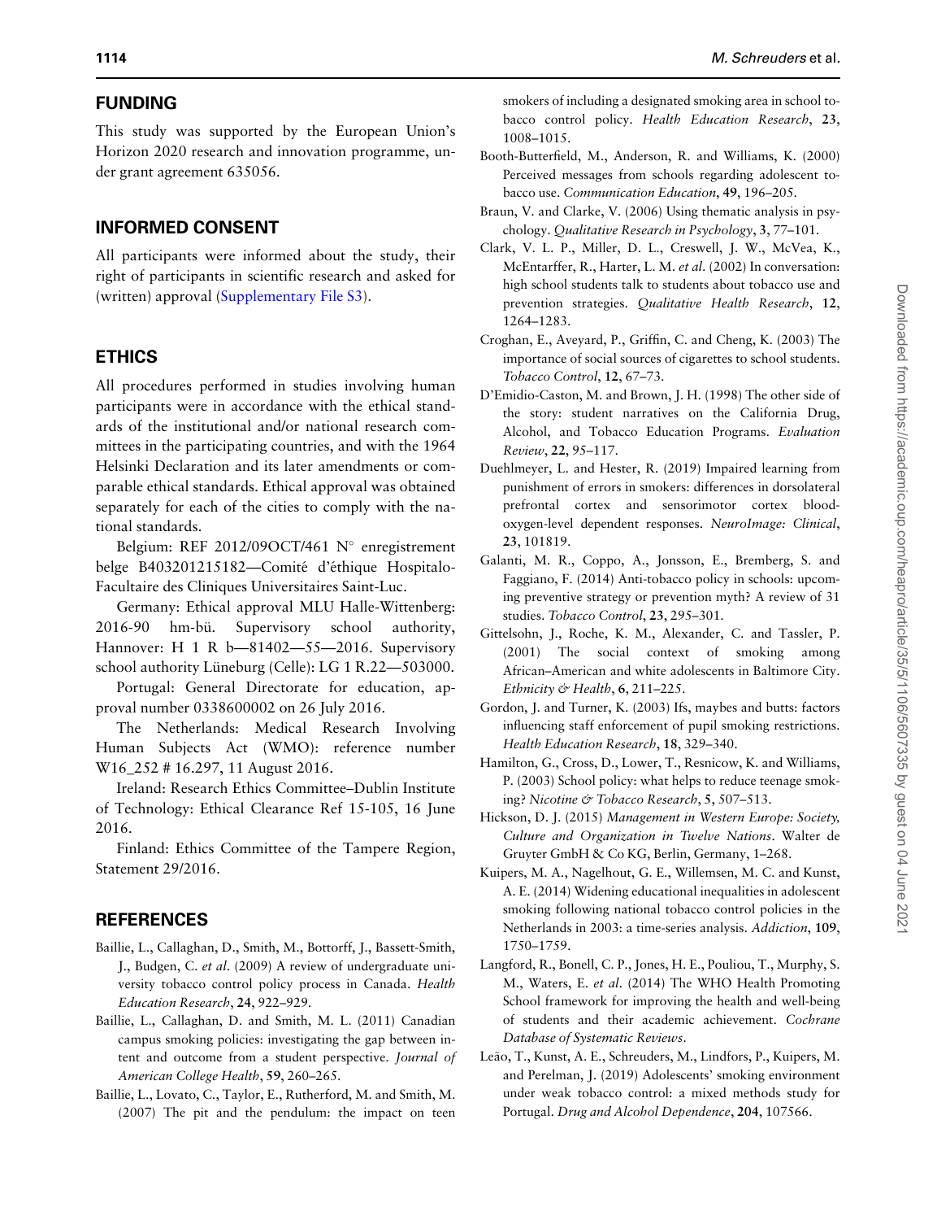## FUNDING

This study was supported by the European Union's Horizon 2020 research and innovation programme, under grant agreement 635056.

## INFORMED CONSENT

All participants were informed about the study, their right of participants in scientific research and asked for (written) approval (Supplementary File S3).

## ETHICS

All procedures performed in studies involving human participants were in accordance with the ethical standards of the institutional and/or national research committees in the participating countries, and with the 1964 Helsinki Declaration and its later amendments or comparable ethical standards. Ethical approval was obtained separately for each of the cities to comply with the national standards.

Belgium: REF 2012/09OCT/461 N° enregistrement belge B403201215182—Comité d'éthique Hospitalo-Facultaire des Cliniques Universitaires Saint-Luc.

Germany: Ethical approval MLU Halle-Wittenberg: 2016-90 hm-bü. Supervisory school authority, Hannover: H 1 R b—81402—55—2016. Supervisory school authority Lüneburg (Celle): LG 1 R.22—503000.

Portugal: General Directorate for education, approval number 0338600002 on 26 July 2016.

The Netherlands: Medical Research Involving Human Subjects Act (WMO): reference number W16_252 # 16.297, 11 August 2016.

Ireland: Research Ethics Committee–Dublin Institute of Technology: Ethical Clearance Ref 15-105, 16 June 2016.

Finland: Ethics Committee of the Tampere Region, Statement 29/2016.

## REFERENCES

Baillie, L., Callaghan, D., Smith, M., Bottorff, J., Bassett-Smith, J., Budgen, C. *et al*. (2009) A review of undergraduate university tobacco control policy process in Canada. *Health Education Research*, **24**, 922–929.

Baillie, L., Callaghan, D. and Smith, M. L. (2011) Canadian campus smoking policies: investigating the gap between intent and outcome from a student perspective. *Journal of American College Health*, **59**, 260–265.

Baillie, L., Lovato, C., Taylor, E., Rutherford, M. and Smith, M. (2007) The pit and the pendulum: the impact on teen smokers of including a designated smoking area in school tobacco control policy. *Health Education Research*, **23**, 1008–1015.

Booth-Butterfield, M., Anderson, R. and Williams, K. (2000) Perceived messages from schools regarding adolescent tobacco use. *Communication Education*, **49**, 196–205.

Braun, V. and Clarke, V. (2006) Using thematic analysis in psychology. *Qualitative Research in Psychology*, **3**, 77–101.

Clark, V. L. P., Miller, D. L., Creswell, J. W., McVea, K., McEntarffer, R., Harter, L. M. *et al*. (2002) In conversation: high school students talk to students about tobacco use and prevention strategies. *Qualitative Health Research*, **12**, 1264–1283.

Croghan, E., Aveyard, P., Griffin, C. and Cheng, K. (2003) The importance of social sources of cigarettes to school students. *Tobacco Control*, **12**, 67–73.

D'Emidio-Caston, M. and Brown, J. H. (1998) The other side of the story: student narratives on the California Drug, Alcohol, and Tobacco Education Programs. *Evaluation Review*, **22**, 95–117.

Duehlmeyer, L. and Hester, R. (2019) Impaired learning from punishment of errors in smokers: differences in dorsolateral prefrontal cortex and sensorimotor cortex blood-oxygen-level dependent responses. *NeuroImage: Clinical*, **23**, 101819.

Galanti, M. R., Coppo, A., Jonsson, E., Bremberg, S. and Faggiano, F. (2014) Anti-tobacco policy in schools: upcoming preventive strategy or prevention myth? A review of 31 studies. *Tobacco Control*, **23**, 295–301.

Gittelsohn, J., Roche, K. M., Alexander, C. and Tassler, P. (2001) The social context of smoking among African–American and white adolescents in Baltimore City. *Ethnicity & Health*, **6**, 211–225.

Gordon, J. and Turner, K. (2003) Ifs, maybes and butts: factors influencing staff enforcement of pupil smoking restrictions. *Health Education Research*, **18**, 329–340.

Hamilton, G., Cross, D., Lower, T., Resnicow, K. and Williams, P. (2003) School policy: what helps to reduce teenage smoking? *Nicotine & Tobacco Research*, **5**, 507–513.

Hickson, D. J. (2015) *Management in Western Europe: Society, Culture and Organization in Twelve Nations*. Walter de Gruyter GmbH & Co KG, Berlin, Germany, 1–268.

Kuipers, M. A., Nagelhout, G. E., Willemsen, M. C. and Kunst, A. E. (2014) Widening educational inequalities in adolescent smoking following national tobacco control policies in the Netherlands in 2003: a time-series analysis. *Addiction*, **109**, 1750–1759.

Langford, R., Bonell, C. P., Jones, H. E., Pouliou, T., Murphy, S. M., Waters, E. *et al*. (2014) The WHO Health Promoting School framework for improving the health and well-being of students and their academic achievement. *Cochrane Database of Systematic Reviews*.

Leão, T., Kunst, A. E., Schreuders, M., Lindfors, P., Kuipers, M. and Perelman, J. (2019) Adolescents' smoking environment under weak tobacco control: a mixed methods study for Portugal. *Drug and Alcohol Dependence*, **204**, 107566.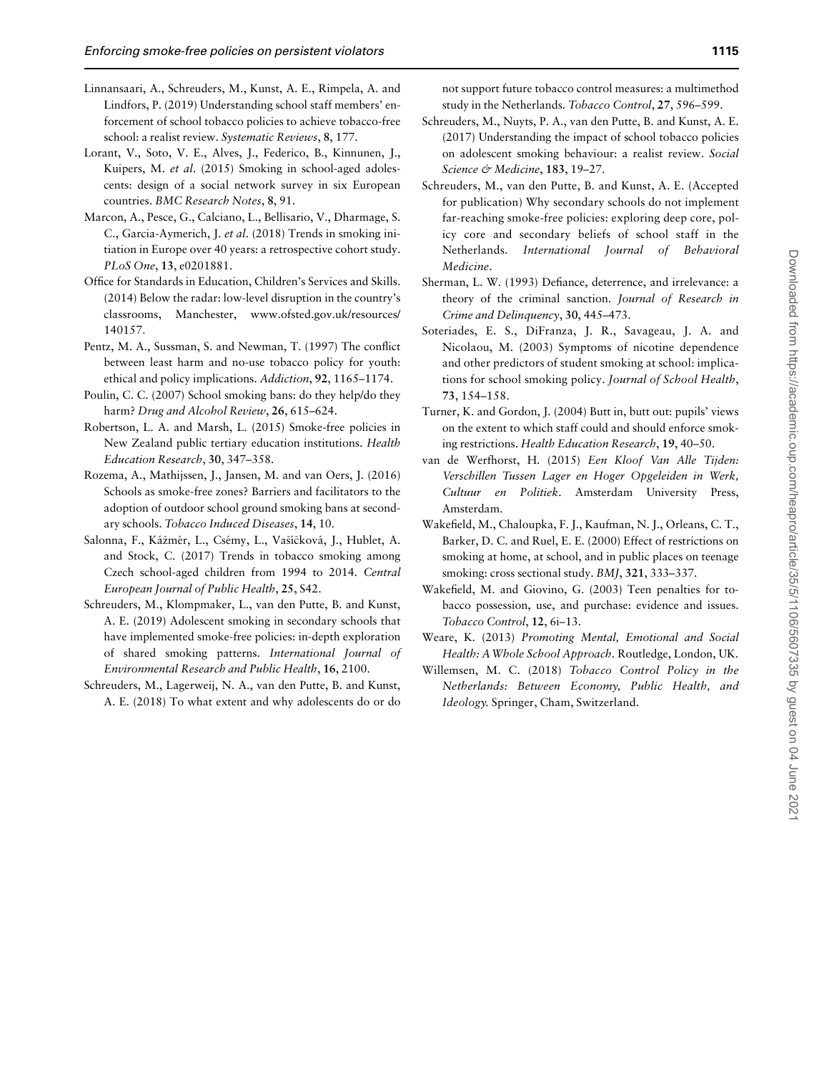Linnansaari, A., Schreuders, M., Kunst, A. E., Rimpela, A. and Lindfors, P. (2019) Understanding school staff members' enforcement of school tobacco policies to achieve tobacco-free school: a realist review. *Systematic Reviews*, **8**, 177.

Lorant, V., Soto, V. E., Alves, J., Federico, B., Kinnunen, J., Kuipers, M. *et al*. (2015) Smoking in school-aged adolescents: design of a social network survey in six European countries. *BMC Research Notes*, **8**, 91.

Marcon, A., Pesce, G., Calciano, L., Bellisario, V., Dharmage, S. C., Garcia-Aymerich, J. *et al*. (2018) Trends in smoking initiation in Europe over 40 years: a retrospective cohort study. *PLoS One*, **13**, e0201881.

Office for Standards in Education, Children's Services and Skills. (2014) Below the radar: low-level disruption in the country's classrooms, Manchester, www.ofsted.gov.uk/resources/140157.

Pentz, M. A., Sussman, S. and Newman, T. (1997) The conflict between least harm and no-use tobacco policy for youth: ethical and policy implications. *Addiction*, **92**, 1165–1174.

Poulin, C. C. (2007) School smoking bans: do they help/do they harm? *Drug and Alcohol Review*, **26**, 615–624.

Robertson, L. A. and Marsh, L. (2015) Smoke-free policies in New Zealand public tertiary education institutions. *Health Education Research*, **30**, 347–358.

Rozema, A., Mathijssen, J., Jansen, M. and van Oers, J. (2016) Schools as smoke-free zones? Barriers and facilitators to the adoption of outdoor school ground smoking bans at secondary schools. *Tobacco Induced Diseases*, **14**, 10.

Salonna, F., Kážmér, L., Csémy, L., Vašíčková, J., Hublet, A. and Stock, C. (2017) Trends in tobacco smoking among Czech school-aged children from 1994 to 2014. *Central European Journal of Public Health*, **25**, S42.

Schreuders, M., Klompmaker, L., van den Putte, B. and Kunst, A. E. (2019) Adolescent smoking in secondary schools that have implemented smoke-free policies: in-depth exploration of shared smoking patterns. *International Journal of Environmental Research and Public Health*, **16**, 2100.

Schreuders, M., Lagerweij, N. A., van den Putte, B. and Kunst, A. E. (2018) To what extent and why adolescents do or do not support future tobacco control measures: a multimethod study in the Netherlands. *Tobacco Control*, **27**, 596–599.

Schreuders, M., Nuyts, P. A., van den Putte, B. and Kunst, A. E. (2017) Understanding the impact of school tobacco policies on adolescent smoking behaviour: a realist review. *Social Science & Medicine*, **183**, 19–27.

Schreuders, M., van den Putte, B. and Kunst, A. E. (Accepted for publication) Why secondary schools do not implement far-reaching smoke-free policies: exploring deep core, policy core and secondary beliefs of school staff in the Netherlands. *International Journal of Behavioral Medicine*.

Sherman, L. W. (1993) Defiance, deterrence, and irrelevance: a theory of the criminal sanction. *Journal of Research in Crime and Delinquency*, **30**, 445–473.

Soteriades, E. S., DiFranza, J. R., Savageau, J. A. and Nicolaou, M. (2003) Symptoms of nicotine dependence and other predictors of student smoking at school: implications for school smoking policy. *Journal of School Health*, **73**, 154–158.

Turner, K. and Gordon, J. (2004) Butt in, butt out: pupils' views on the extent to which staff could and should enforce smoking restrictions. *Health Education Research*, **19**, 40–50.

van de Werfhorst, H. (2015) *Een Kloof Van Alle Tijden: Verschillen Tussen Lager en Hoger Opgeleiden in Werk, Cultuur en Politiek*. Amsterdam University Press, Amsterdam.

Wakefield, M., Chaloupka, F. J., Kaufman, N. J., Orleans, C. T., Barker, D. C. and Ruel, E. E. (2000) Effect of restrictions on smoking at home, at school, and in public places on teenage smoking: cross sectional study. *BMJ*, **321**, 333–337.

Wakefield, M. and Giovino, G. (2003) Teen penalties for tobacco possession, use, and purchase: evidence and issues. *Tobacco Control*, **12**, 6i–13.

Weare, K. (2013) *Promoting Mental, Emotional and Social Health: A Whole School Approach*. Routledge, London, UK.

Willemsen, M. C. (2018) *Tobacco Control Policy in the Netherlands: Between Economy, Public Health, and Ideology.* Springer, Cham, Switzerland.